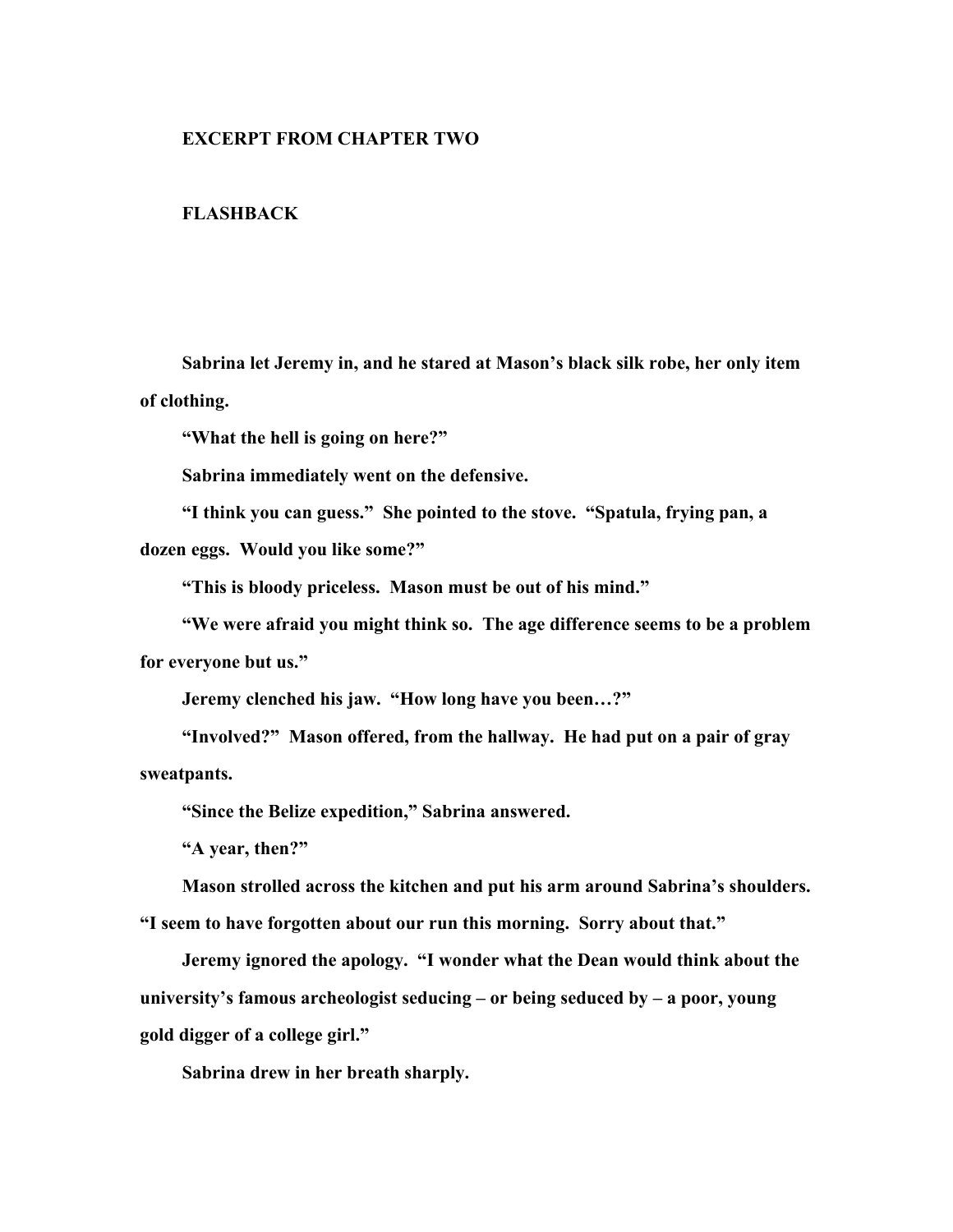**EXCERPT FROM CHAPTER TWO**

**FLASHBACK**

**Sabrina let Jeremy in, and he stared at Mason's black silk robe, her only item of clothing.**

**"What the hell is going on here?"**

**Sabrina immediately went on the defensive.**

**"I think you can guess." She pointed to the stove. "Spatula, frying pan, a dozen eggs. Would you like some?"**

**"This is bloody priceless. Mason must be out of his mind."**

**"We were afraid you might think so. The age difference seems to be a problem for everyone but us."**

**Jeremy clenched his jaw. "How long have you been…?"**

**"Involved?" Mason offered, from the hallway. He had put on a pair of gray sweatpants.**

**"Since the Belize expedition," Sabrina answered.**

**"A year, then?"**

**Mason strolled across the kitchen and put his arm around Sabrina's shoulders. "I seem to have forgotten about our run this morning. Sorry about that."**

**Jeremy ignored the apology. "I wonder what the Dean would think about the university's famous archeologist seducing – or being seduced by – a poor, young gold digger of a college girl."**

**Sabrina drew in her breath sharply.**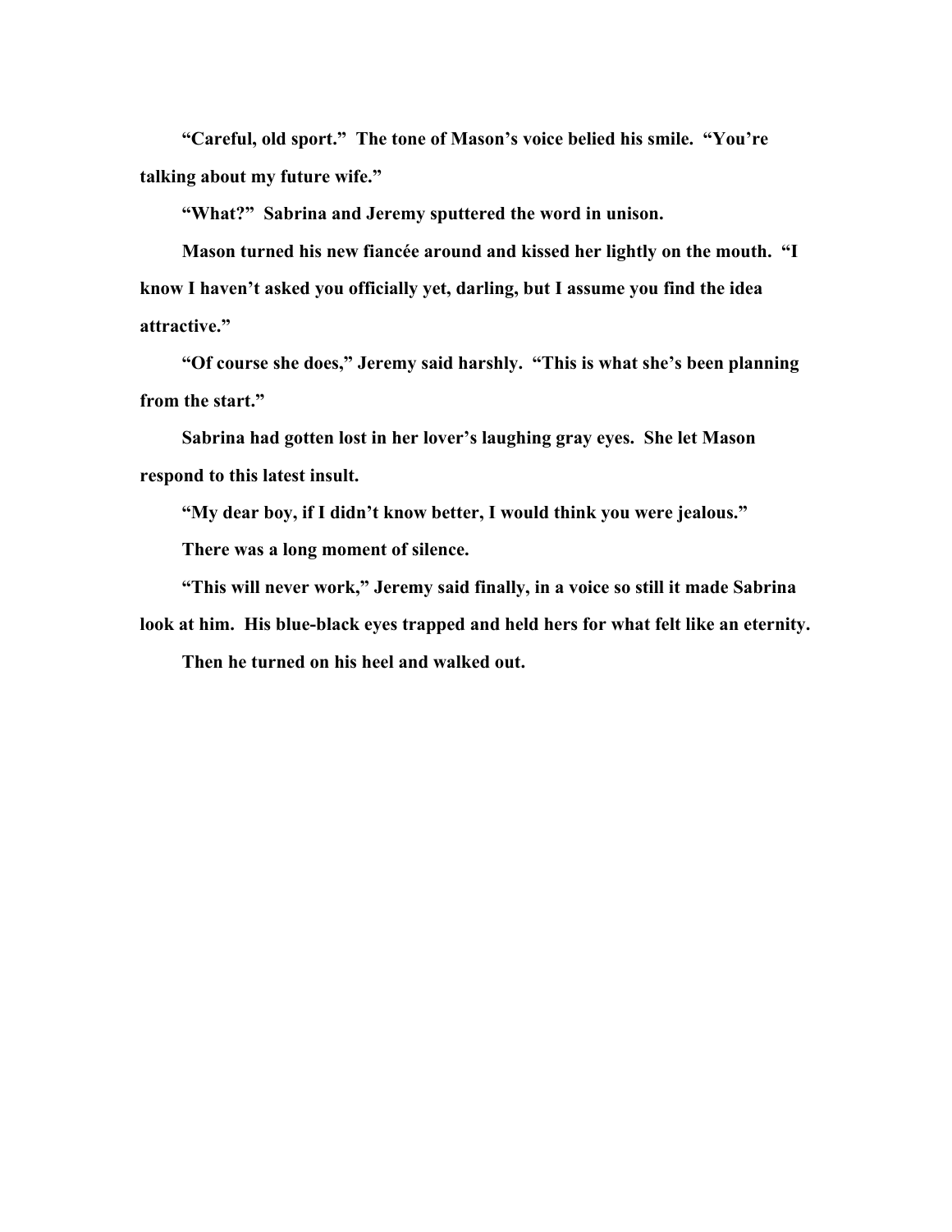**“Careful, old sport.” The tone of Mason’s voice belied his smile. “You’re talking about my future wife.”**

**“What?” Sabrina and Jeremy sputtered the word in unison.**

**Mason turned his new fiancée around and kissed her lightly on the mouth. “I know I haven’t asked you officially yet, darling, but I assume you find the idea attractive.”**

**“Of course she does,” Jeremy said harshly. “This is what she’s been planning from the start.”**

**Sabrina had gotten lost in her lover’s laughing gray eyes. She let Mason respond to this latest insult.**

**“My dear boy, if I didn’t know better, I would think you were jealous.”**

**There was a long moment of silence.**

**“This will never work,” Jeremy said finally, in a voice so still it made Sabrina look at him. His blue-black eyes trapped and held hers for what felt like an eternity.**

**Then he turned on his heel and walked out.**